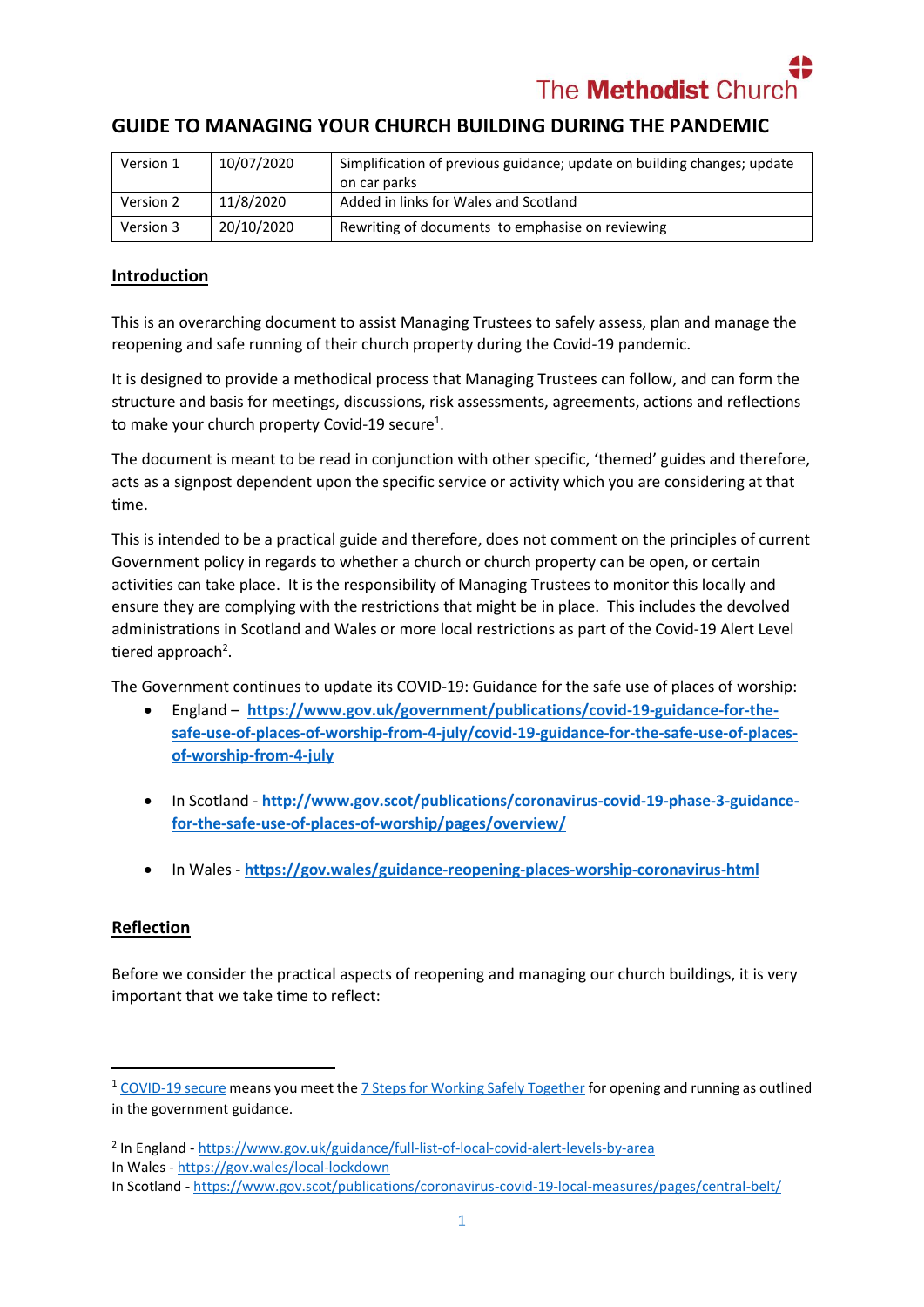The Methodist Church

# GUIDE TO MANAGING YOUR CHURCH BUILDING DURING THE PANDEMIC

| Version 1 | 10/07/2020 | Simplification of previous guidance; update on building changes; update on car parks |
|---|---|---|
| Version 2 | 11/8/2020 | Added in links for Wales and Scotland |
| Version 3 | 20/10/2020 | Rewriting of documents to emphasise on reviewing |

## Introduction

This is an overarching document to assist Managing Trustees to safely assess, plan and manage the reopening and safe running of their church property during the Covid-19 pandemic.

It is designed to provide a methodical process that Managing Trustees can follow, and can form the structure and basis for meetings, discussions, risk assessments, agreements, actions and reflections to make your church property Covid-19 secure[1].

The document is meant to be read in conjunction with other specific, 'themed' guides and therefore, acts as a signpost dependent upon the specific service or activity which you are considering at that time.

This is intended to be a practical guide and therefore, does not comment on the principles of current Government policy in regards to whether a church or church property can be open, or certain activities can take place. It is the responsibility of Managing Trustees to monitor this locally and ensure they are complying with the restrictions that might be in place. This includes the devolved administrations in Scotland and Wales or more local restrictions as part of the Covid-19 Alert Level tiered approach[2].

The Government continues to update its COVID-19: Guidance for the safe use of places of worship:

- England – **https://www.gov.uk/government/publications/covid-19-guidance-for-the-safe-use-of-places-of-worship-from-4-july/covid-19-guidance-for-the-safe-use-of-places-of-worship-from-4-july**
- In Scotland - **http://www.gov.scot/publications/coronavirus-covid-19-phase-3-guidance-for-the-safe-use-of-places-of-worship/pages/overview/**
- In Wales - **https://gov.wales/guidance-reopening-places-worship-coronavirus-html**

## Reflection

Before we consider the practical aspects of reopening and managing our church buildings, it is very important that we take time to reflect:

---

[1] COVID-19 secure means you meet the 7 Steps for Working Safely Together for opening and running as outlined in the government guidance.

[2] In England - https://www.gov.uk/guidance/full-list-of-local-covid-alert-levels-by-area
In Wales - https://gov.wales/local-lockdown
In Scotland - https://www.gov.scot/publications/coronavirus-covid-19-local-measures/pages/central-belt/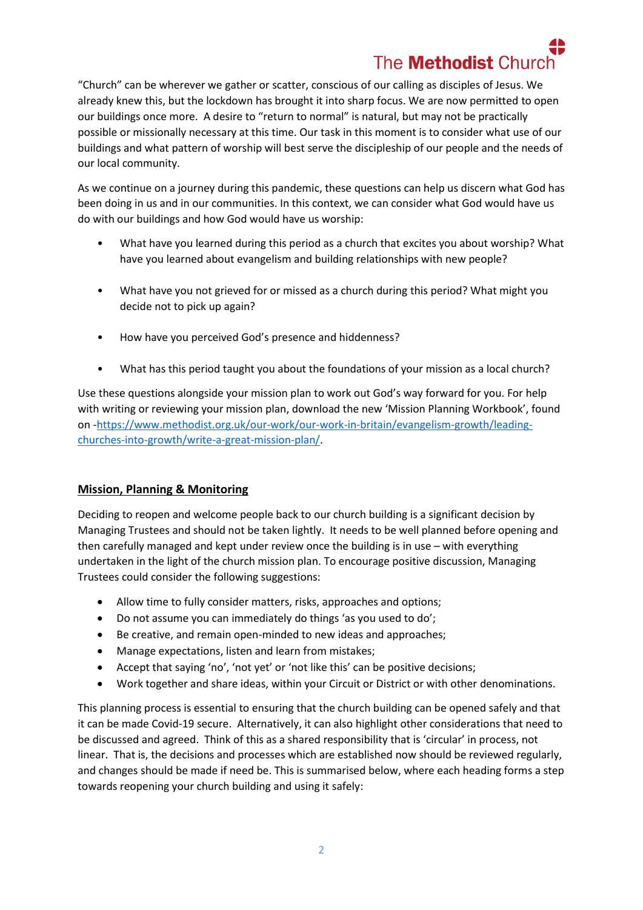"Church" can be wherever we gather or scatter, conscious of our calling as disciples of Jesus. We already knew this, but the lockdown has brought it into sharp focus. We are now permitted to open our buildings once more. A desire to "return to normal" is natural, but may not be practically possible or missionally necessary at this time. Our task in this moment is to consider what use of our buildings and what pattern of worship will best serve the discipleship of our people and the needs of our local community.

As we continue on a journey during this pandemic, these questions can help us discern what God has been doing in us and in our communities. In this context, we can consider what God would have us do with our buildings and how God would have us worship:

- What have you learned during this period as a church that excites you about worship? What have you learned about evangelism and building relationships with new people?
- What have you not grieved for or missed as a church during this period? What might you decide not to pick up again?
- How have you perceived God's presence and hiddenness?
- What has this period taught you about the foundations of your mission as a local church?

Use these questions alongside your mission plan to work out God's way forward for you. For help with writing or reviewing your mission plan, download the new 'Mission Planning Workbook', found on -[https://www.methodist.org.uk/our-work/our-work-in-britain/evangelism-growth/leading-churches-into-growth/write-a-great-mission-plan/](https://www.methodist.org.uk/our-work/our-work-in-britain/evangelism-growth/leading-churches-into-growth/write-a-great-mission-plan/).

## Mission, Planning & Monitoring

Deciding to reopen and welcome people back to our church building is a significant decision by Managing Trustees and should not be taken lightly. It needs to be well planned before opening and then carefully managed and kept under review once the building is in use – with everything undertaken in the light of the church mission plan. To encourage positive discussion, Managing Trustees could consider the following suggestions:

- Allow time to fully consider matters, risks, approaches and options;
- Do not assume you can immediately do things 'as you used to do';
- Be creative, and remain open-minded to new ideas and approaches;
- Manage expectations, listen and learn from mistakes;
- Accept that saying 'no', 'not yet' or 'not like this' can be positive decisions;
- Work together and share ideas, within your Circuit or District or with other denominations.

This planning process is essential to ensuring that the church building can be opened safely and that it can be made Covid-19 secure. Alternatively, it can also highlight other considerations that need to be discussed and agreed. Think of this as a shared responsibility that is 'circular' in process, not linear. That is, the decisions and processes which are established now should be reviewed regularly, and changes should be made if need be. This is summarised below, where each heading forms a step towards reopening your church building and using it safely: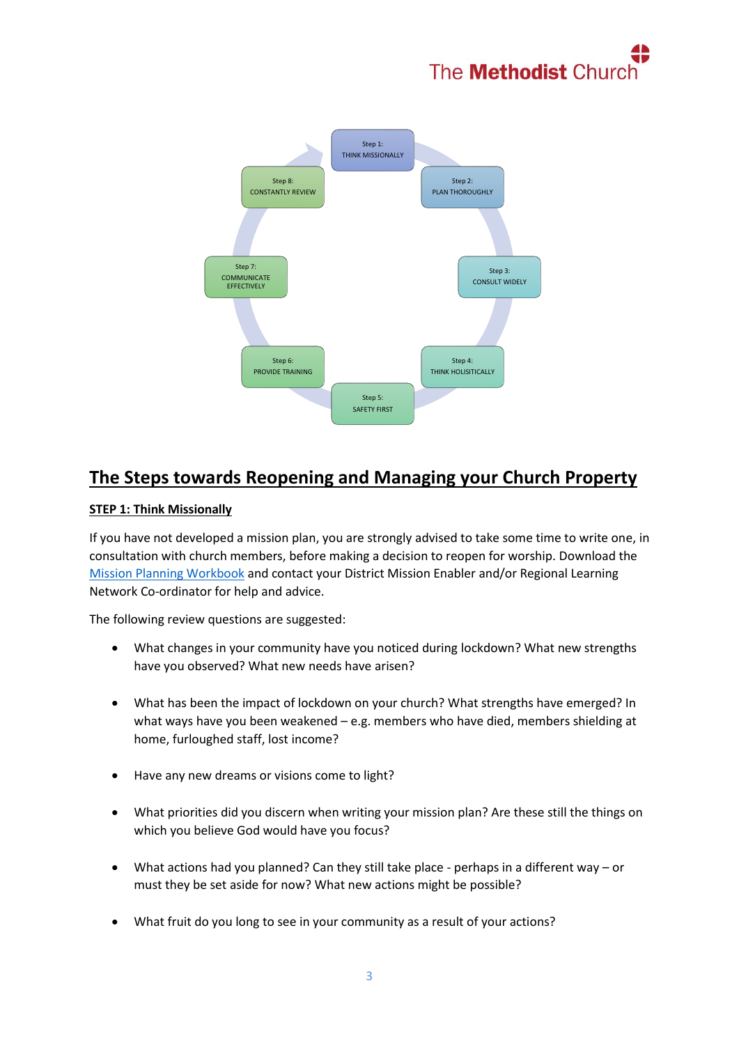Step 1: THINK MISSIONALLY

Step 2: PLAN THOROUGHLY

Step 3: CONSULT WIDELY

Step 4: THINK HOLISITICALLY

Step 5: SAFETY FIRST

Step 6: PROVIDE TRAINING

Step 7: COMMUNICATE EFFECTIVELY

Step 8: CONSTANTLY REVIEW

# The Steps towards Reopening and Managing your Church Property

## STEP 1: Think Missionally

If you have not developed a mission plan, you are strongly advised to take some time to write one, in consultation with church members, before making a decision to reopen for worship. Download the Mission Planning Workbook and contact your District Mission Enabler and/or Regional Learning Network Co-ordinator for help and advice.

The following review questions are suggested:

- What changes in your community have you noticed during lockdown? What new strengths have you observed? What new needs have arisen?
- What has been the impact of lockdown on your church? What strengths have emerged? In what ways have you been weakened – e.g. members who have died, members shielding at home, furloughed staff, lost income?
- Have any new dreams or visions come to light?
- What priorities did you discern when writing your mission plan? Are these still the things on which you believe God would have you focus?
- What actions had you planned? Can they still take place - perhaps in a different way – or must they be set aside for now? What new actions might be possible?
- What fruit do you long to see in your community as a result of your actions?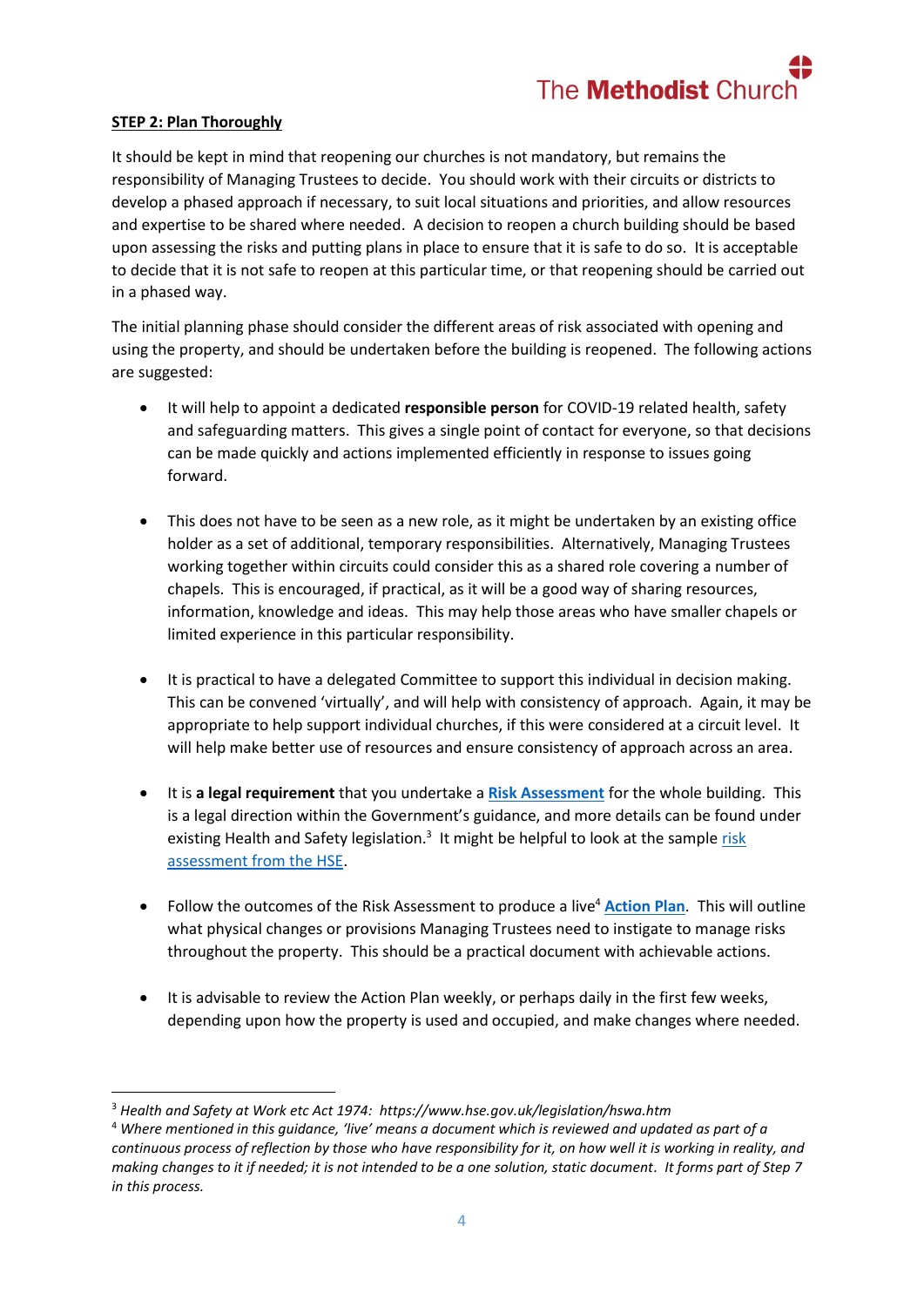**STEP 2: Plan Thoroughly**

It should be kept in mind that reopening our churches is not mandatory, but remains the responsibility of Managing Trustees to decide. You should work with their circuits or districts to develop a phased approach if necessary, to suit local situations and priorities, and allow resources and expertise to be shared where needed. A decision to reopen a church building should be based upon assessing the risks and putting plans in place to ensure that it is safe to do so. It is acceptable to decide that it is not safe to reopen at this particular time, or that reopening should be carried out in a phased way.

The initial planning phase should consider the different areas of risk associated with opening and using the property, and should be undertaken before the building is reopened. The following actions are suggested:

- It will help to appoint a dedicated **responsible person** for COVID-19 related health, safety and safeguarding matters. This gives a single point of contact for everyone, so that decisions can be made quickly and actions implemented efficiently in response to issues going forward.

- This does not have to be seen as a new role, as it might be undertaken by an existing office holder as a set of additional, temporary responsibilities. Alternatively, Managing Trustees working together within circuits could consider this as a shared role covering a number of chapels. This is encouraged, if practical, as it will be a good way of sharing resources, information, knowledge and ideas. This may help those areas who have smaller chapels or limited experience in this particular responsibility.

- It is practical to have a delegated Committee to support this individual in decision making. This can be convened 'virtually', and will help with consistency of approach. Again, it may be appropriate to help support individual churches, if this were considered at a circuit level. It will help make better use of resources and ensure consistency of approach across an area.

- It is **a legal requirement** that you undertake a **Risk Assessment** for the whole building. This is a legal direction within the Government's guidance, and more details can be found under existing Health and Safety legislation.[3] It might be helpful to look at the sample risk assessment from the HSE.

- Follow the outcomes of the Risk Assessment to produce a live[4] **Action Plan**. This will outline what physical changes or provisions Managing Trustees need to instigate to manage risks throughout the property. This should be a practical document with achievable actions.

- It is advisable to review the Action Plan weekly, or perhaps daily in the first few weeks, depending upon how the property is used and occupied, and make changes where needed.

---

[3] *Health and Safety at Work etc Act 1974: https://www.hse.gov.uk/legislation/hswa.htm*

[4] *Where mentioned in this guidance, 'live' means a document which is reviewed and updated as part of a continuous process of reflection by those who have responsibility for it, on how well it is working in reality, and making changes to it if needed; it is not intended to be a one solution, static document. It forms part of Step 7 in this process.*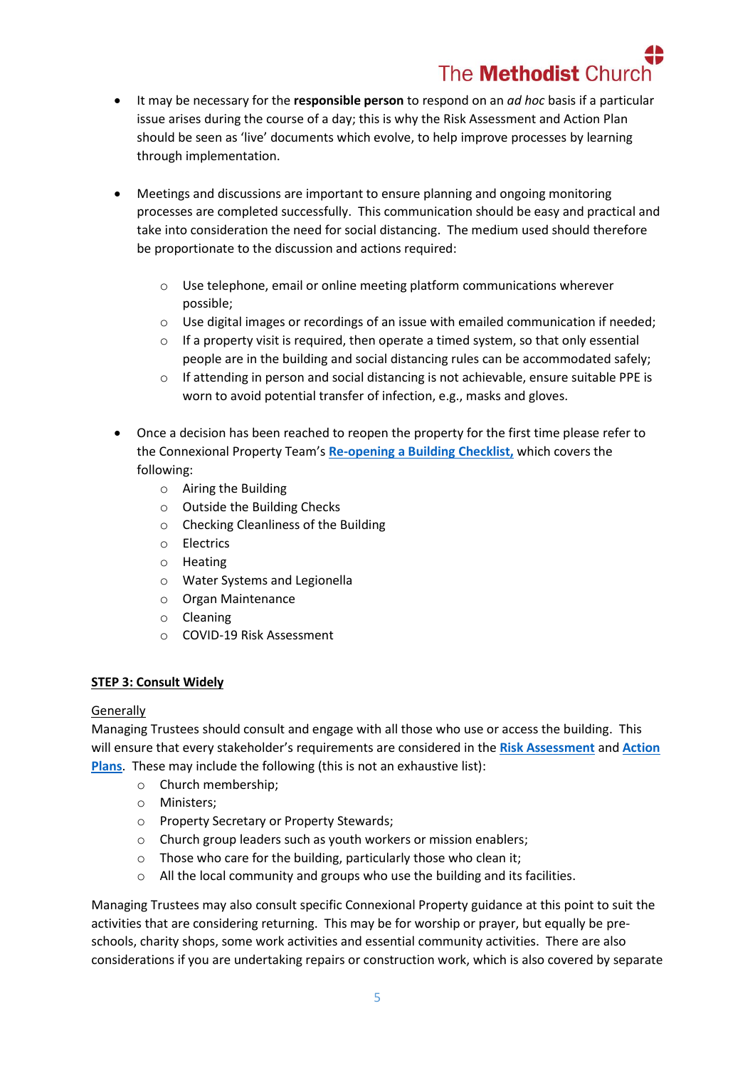- It may be necessary for the **responsible person** to respond on an *ad hoc* basis if a particular issue arises during the course of a day; this is why the Risk Assessment and Action Plan should be seen as 'live' documents which evolve, to help improve processes by learning through implementation.

- Meetings and discussions are important to ensure planning and ongoing monitoring processes are completed successfully. This communication should be easy and practical and take into consideration the need for social distancing. The medium used should therefore be proportionate to the discussion and actions required:

  - Use telephone, email or online meeting platform communications wherever possible;
  - Use digital images or recordings of an issue with emailed communication if needed;
  - If a property visit is required, then operate a timed system, so that only essential people are in the building and social distancing rules can be accommodated safely;
  - If attending in person and social distancing is not achievable, ensure suitable PPE is worn to avoid potential transfer of infection, e.g., masks and gloves.

- Once a decision has been reached to reopen the property for the first time please refer to the Connexional Property Team's **Re-opening a Building Checklist,** which covers the following:
  - Airing the Building
  - Outside the Building Checks
  - Checking Cleanliness of the Building
  - Electrics
  - Heating
  - Water Systems and Legionella
  - Organ Maintenance
  - Cleaning
  - COVID-19 Risk Assessment

## STEP 3: Consult Widely

Generally

Managing Trustees should consult and engage with all those who use or access the building. This will ensure that every stakeholder's requirements are considered in the **Risk Assessment** and **Action Plans**. These may include the following (this is not an exhaustive list):

- Church membership;
- Ministers;
- Property Secretary or Property Stewards;
- Church group leaders such as youth workers or mission enablers;
- Those who care for the building, particularly those who clean it;
- All the local community and groups who use the building and its facilities.

Managing Trustees may also consult specific Connexional Property guidance at this point to suit the activities that are considering returning. This may be for worship or prayer, but equally be pre-schools, charity shops, some work activities and essential community activities. There are also considerations if you are undertaking repairs or construction work, which is also covered by separate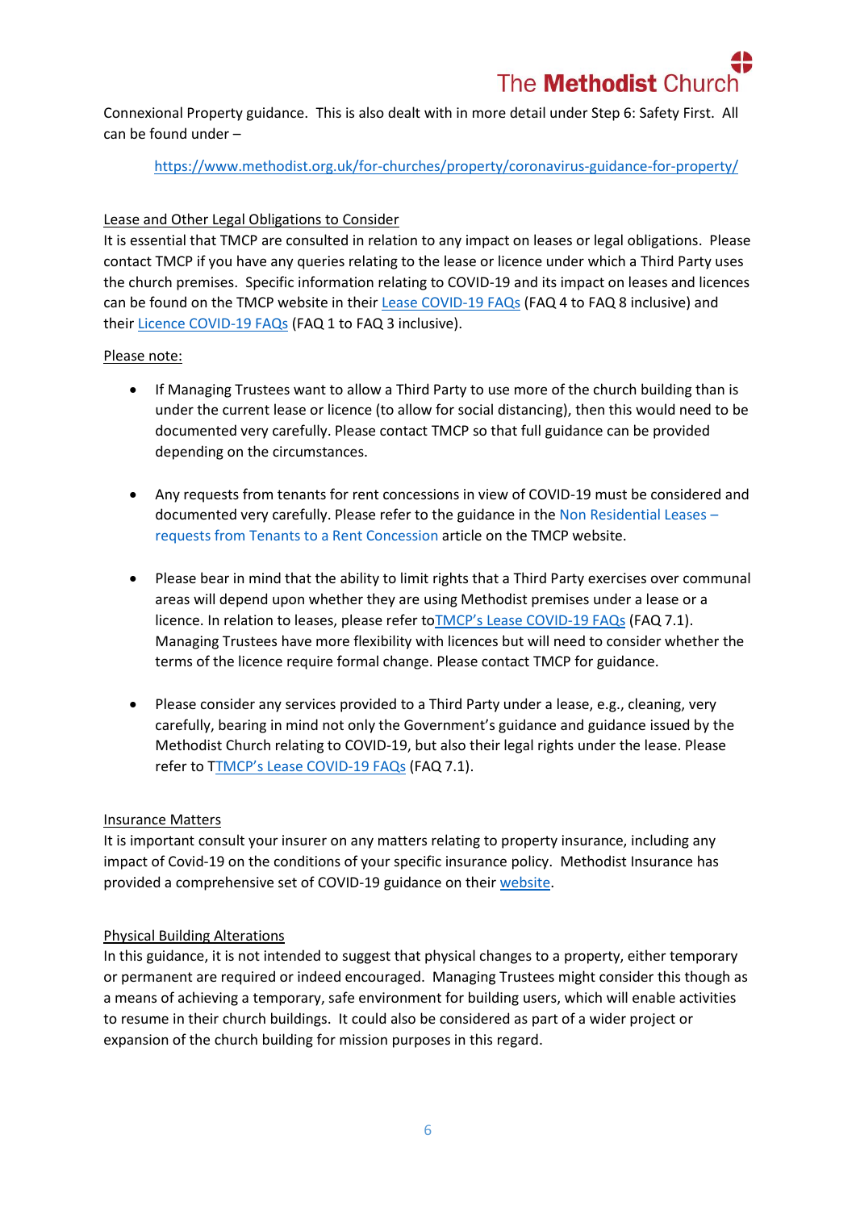Connexional Property guidance. This is also dealt with in more detail under Step 6: Safety First. All can be found under –

https://www.methodist.org.uk/for-churches/property/coronavirus-guidance-for-property/

Lease and Other Legal Obligations to Consider

It is essential that TMCP are consulted in relation to any impact on leases or legal obligations. Please contact TMCP if you have any queries relating to the lease or licence under which a Third Party uses the church premises. Specific information relating to COVID-19 and its impact on leases and licences can be found on the TMCP website in their Lease COVID-19 FAQs (FAQ 4 to FAQ 8 inclusive) and their Licence COVID-19 FAQs (FAQ 1 to FAQ 3 inclusive).

Please note:

- If Managing Trustees want to allow a Third Party to use more of the church building than is under the current lease or licence (to allow for social distancing), then this would need to be documented very carefully. Please contact TMCP so that full guidance can be provided depending on the circumstances.

- Any requests from tenants for rent concessions in view of COVID-19 must be considered and documented very carefully. Please refer to the guidance in the Non Residential Leases – requests from Tenants to a Rent Concession article on the TMCP website.

- Please bear in mind that the ability to limit rights that a Third Party exercises over communal areas will depend upon whether they are using Methodist premises under a lease or a licence. In relation to leases, please refer toTMCP's Lease COVID-19 FAQs (FAQ 7.1). Managing Trustees have more flexibility with licences but will need to consider whether the terms of the licence require formal change. Please contact TMCP for guidance.

- Please consider any services provided to a Third Party under a lease, e.g., cleaning, very carefully, bearing in mind not only the Government's guidance and guidance issued by the Methodist Church relating to COVID-19, but also their legal rights under the lease. Please refer to TTMCP's Lease COVID-19 FAQs (FAQ 7.1).

Insurance Matters

It is important consult your insurer on any matters relating to property insurance, including any impact of Covid-19 on the conditions of your specific insurance policy. Methodist Insurance has provided a comprehensive set of COVID-19 guidance on their website.

Physical Building Alterations

In this guidance, it is not intended to suggest that physical changes to a property, either temporary or permanent are required or indeed encouraged. Managing Trustees might consider this though as a means of achieving a temporary, safe environment for building users, which will enable activities to resume in their church buildings. It could also be considered as part of a wider project or expansion of the church building for mission purposes in this regard.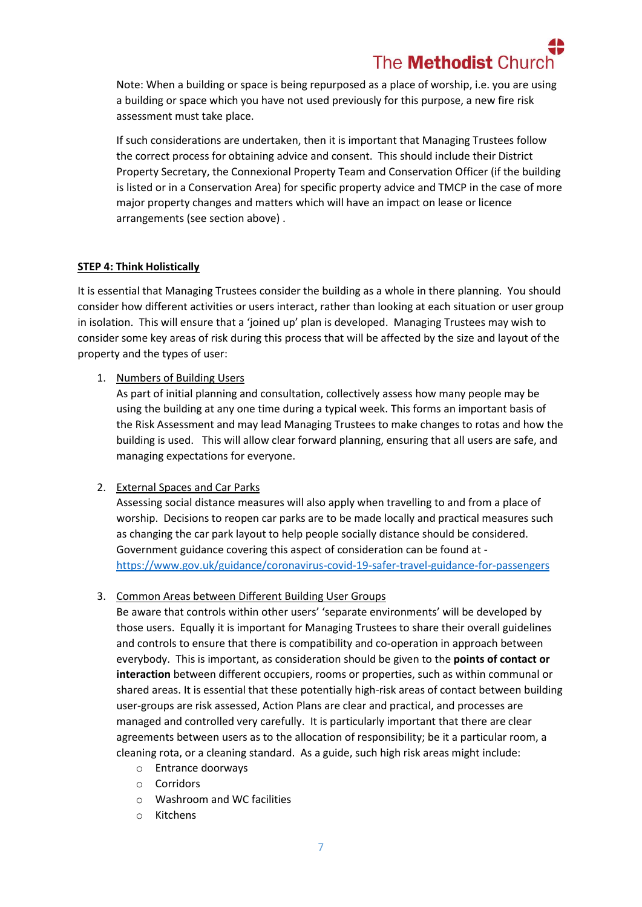Note: When a building or space is being repurposed as a place of worship, i.e. you are using a building or space which you have not used previously for this purpose, a new fire risk assessment must take place.

If such considerations are undertaken, then it is important that Managing Trustees follow the correct process for obtaining advice and consent. This should include their District Property Secretary, the Connexional Property Team and Conservation Officer (if the building is listed or in a Conservation Area) for specific property advice and TMCP in the case of more major property changes and matters which will have an impact on lease or licence arrangements (see section above) .

**STEP 4: Think Holistically**

It is essential that Managing Trustees consider the building as a whole in there planning. You should consider how different activities or users interact, rather than looking at each situation or user group in isolation. This will ensure that a 'joined up' plan is developed. Managing Trustees may wish to consider some key areas of risk during this process that will be affected by the size and layout of the property and the types of user:

1. Numbers of Building Users
   As part of initial planning and consultation, collectively assess how many people may be using the building at any one time during a typical week. This forms an important basis of the Risk Assessment and may lead Managing Trustees to make changes to rotas and how the building is used. This will allow clear forward planning, ensuring that all users are safe, and managing expectations for everyone.

2. External Spaces and Car Parks
   Assessing social distance measures will also apply when travelling to and from a place of worship. Decisions to reopen car parks are to be made locally and practical measures such as changing the car park layout to help people socially distance should be considered. Government guidance covering this aspect of consideration can be found at - https://www.gov.uk/guidance/coronavirus-covid-19-safer-travel-guidance-for-passengers

3. Common Areas between Different Building User Groups
   Be aware that controls within other users' 'separate environments' will be developed by those users. Equally it is important for Managing Trustees to share their overall guidelines and controls to ensure that there is compatibility and co-operation in approach between everybody. This is important, as consideration should be given to the **points of contact or interaction** between different occupiers, rooms or properties, such as within communal or shared areas. It is essential that these potentially high-risk areas of contact between building user-groups are risk assessed, Action Plans are clear and practical, and processes are managed and controlled very carefully. It is particularly important that there are clear agreements between users as to the allocation of responsibility; be it a particular room, a cleaning rota, or a cleaning standard. As a guide, such high risk areas might include:
   - Entrance doorways
   - Corridors
   - Washroom and WC facilities
   - Kitchens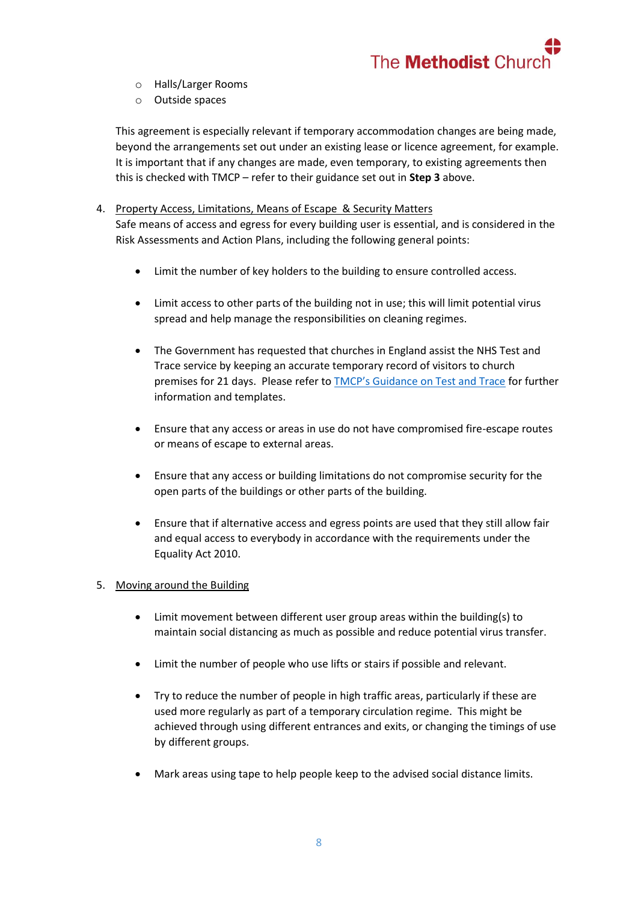- Halls/Larger Rooms
- Outside spaces

This agreement is especially relevant if temporary accommodation changes are being made, beyond the arrangements set out under an existing lease or licence agreement, for example. It is important that if any changes are made, even temporary, to existing agreements then this is checked with TMCP – refer to their guidance set out in **Step 3** above.

4. <u>Property Access, Limitations, Means of Escape & Security Matters</u>
   Safe means of access and egress for every building user is essential, and is considered in the Risk Assessments and Action Plans, including the following general points:

   - Limit the number of key holders to the building to ensure controlled access.

   - Limit access to other parts of the building not in use; this will limit potential virus spread and help manage the responsibilities on cleaning regimes.

   - The Government has requested that churches in England assist the NHS Test and Trace service by keeping an accurate temporary record of visitors to church premises for 21 days. Please refer to [TMCP's Guidance on Test and Trace]() for further information and templates.

   - Ensure that any access or areas in use do not have compromised fire-escape routes or means of escape to external areas.

   - Ensure that any access or building limitations do not compromise security for the open parts of the buildings or other parts of the building.

   - Ensure that if alternative access and egress points are used that they still allow fair and equal access to everybody in accordance with the requirements under the Equality Act 2010.

5. <u>Moving around the Building</u>

   - Limit movement between different user group areas within the building(s) to maintain social distancing as much as possible and reduce potential virus transfer.

   - Limit the number of people who use lifts or stairs if possible and relevant.

   - Try to reduce the number of people in high traffic areas, particularly if these are used more regularly as part of a temporary circulation regime. This might be achieved through using different entrances and exits, or changing the timings of use by different groups.

   - Mark areas using tape to help people keep to the advised social distance limits.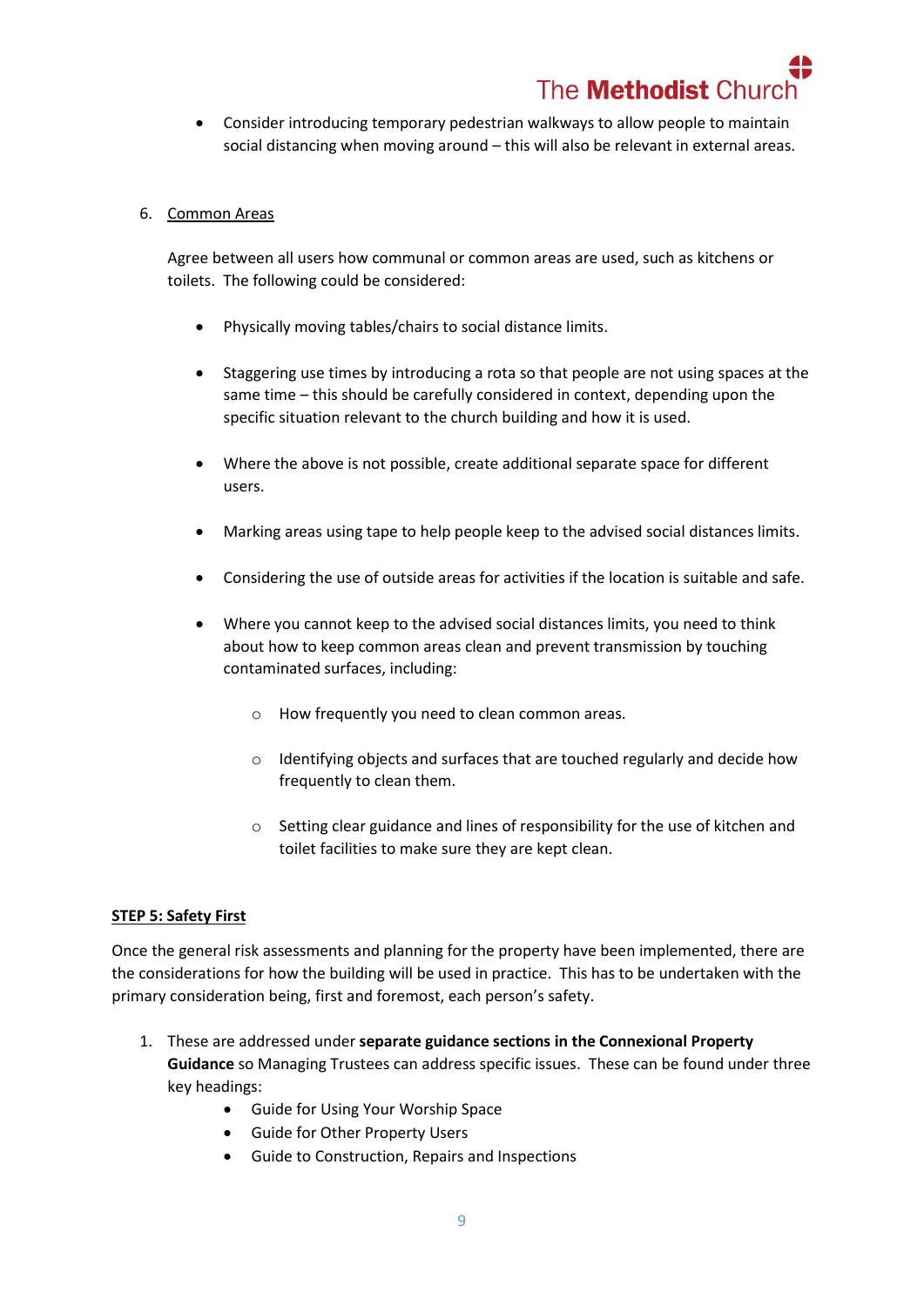- Consider introducing temporary pedestrian walkways to allow people to maintain social distancing when moving around – this will also be relevant in external areas.

6. Common Areas

   Agree between all users how communal or common areas are used, such as kitchens or toilets. The following could be considered:

   - Physically moving tables/chairs to social distance limits.

   - Staggering use times by introducing a rota so that people are not using spaces at the same time – this should be carefully considered in context, depending upon the specific situation relevant to the church building and how it is used.

   - Where the above is not possible, create additional separate space for different users.

   - Marking areas using tape to help people keep to the advised social distances limits.

   - Considering the use of outside areas for activities if the location is suitable and safe.

   - Where you cannot keep to the advised social distances limits, you need to think about how to keep common areas clean and prevent transmission by touching contaminated surfaces, including:

     - How frequently you need to clean common areas.

     - Identifying objects and surfaces that are touched regularly and decide how frequently to clean them.

     - Setting clear guidance and lines of responsibility for the use of kitchen and toilet facilities to make sure they are kept clean.

**STEP 5: Safety First**

Once the general risk assessments and planning for the property have been implemented, there are the considerations for how the building will be used in practice. This has to be undertaken with the primary consideration being, first and foremost, each person's safety.

1. These are addressed under **separate guidance sections in the Connexional Property Guidance** so Managing Trustees can address specific issues. These can be found under three key headings:
   - Guide for Using Your Worship Space
   - Guide for Other Property Users
   - Guide to Construction, Repairs and Inspections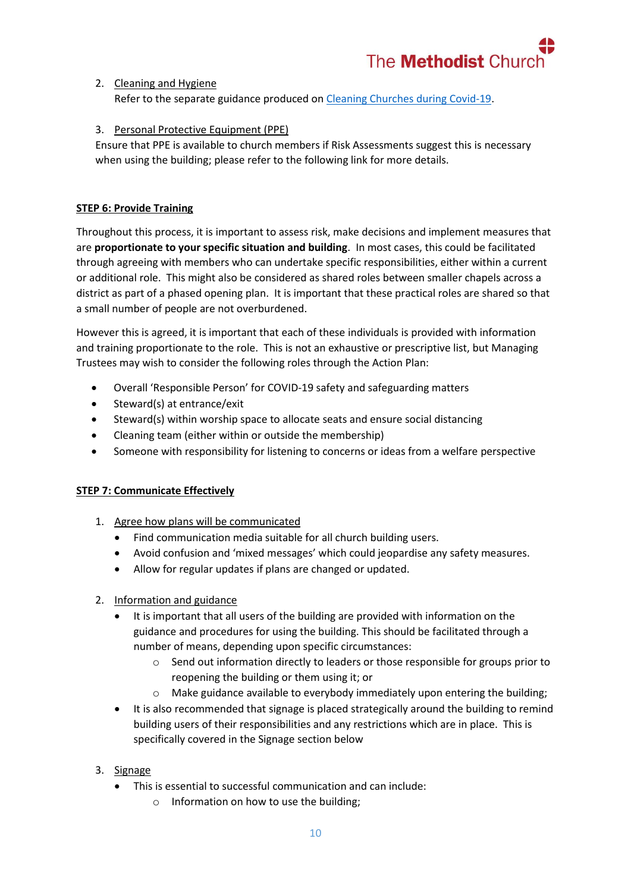2. Cleaning and Hygiene
   Refer to the separate guidance produced on [Cleaning Churches during Covid-19](#).

3. Personal Protective Equipment (PPE)
   Ensure that PPE is available to church members if Risk Assessments suggest this is necessary when using the building; please refer to the following link for more details.

## STEP 6: Provide Training

Throughout this process, it is important to assess risk, make decisions and implement measures that are **proportionate to your specific situation and building**. In most cases, this could be facilitated through agreeing with members who can undertake specific responsibilities, either within a current or additional role. This might also be considered as shared roles between smaller chapels across a district as part of a phased opening plan. It is important that these practical roles are shared so that a small number of people are not overburdened.

However this is agreed, it is important that each of these individuals is provided with information and training proportionate to the role. This is not an exhaustive or prescriptive list, but Managing Trustees may wish to consider the following roles through the Action Plan:

- Overall 'Responsible Person' for COVID-19 safety and safeguarding matters
- Steward(s) at entrance/exit
- Steward(s) within worship space to allocate seats and ensure social distancing
- Cleaning team (either within or outside the membership)
- Someone with responsibility for listening to concerns or ideas from a welfare perspective

## STEP 7: Communicate Effectively

1. Agree how plans will be communicated
   - Find communication media suitable for all church building users.
   - Avoid confusion and 'mixed messages' which could jeopardise any safety measures.
   - Allow for regular updates if plans are changed or updated.

2. Information and guidance
   - It is important that all users of the building are provided with information on the guidance and procedures for using the building. This should be facilitated through a number of means, depending upon specific circumstances:
     - Send out information directly to leaders or those responsible for groups prior to reopening the building or them using it; or
     - Make guidance available to everybody immediately upon entering the building;
   - It is also recommended that signage is placed strategically around the building to remind building users of their responsibilities and any restrictions which are in place. This is specifically covered in the Signage section below

3. Signage
   - This is essential to successful communication and can include:
     - Information on how to use the building;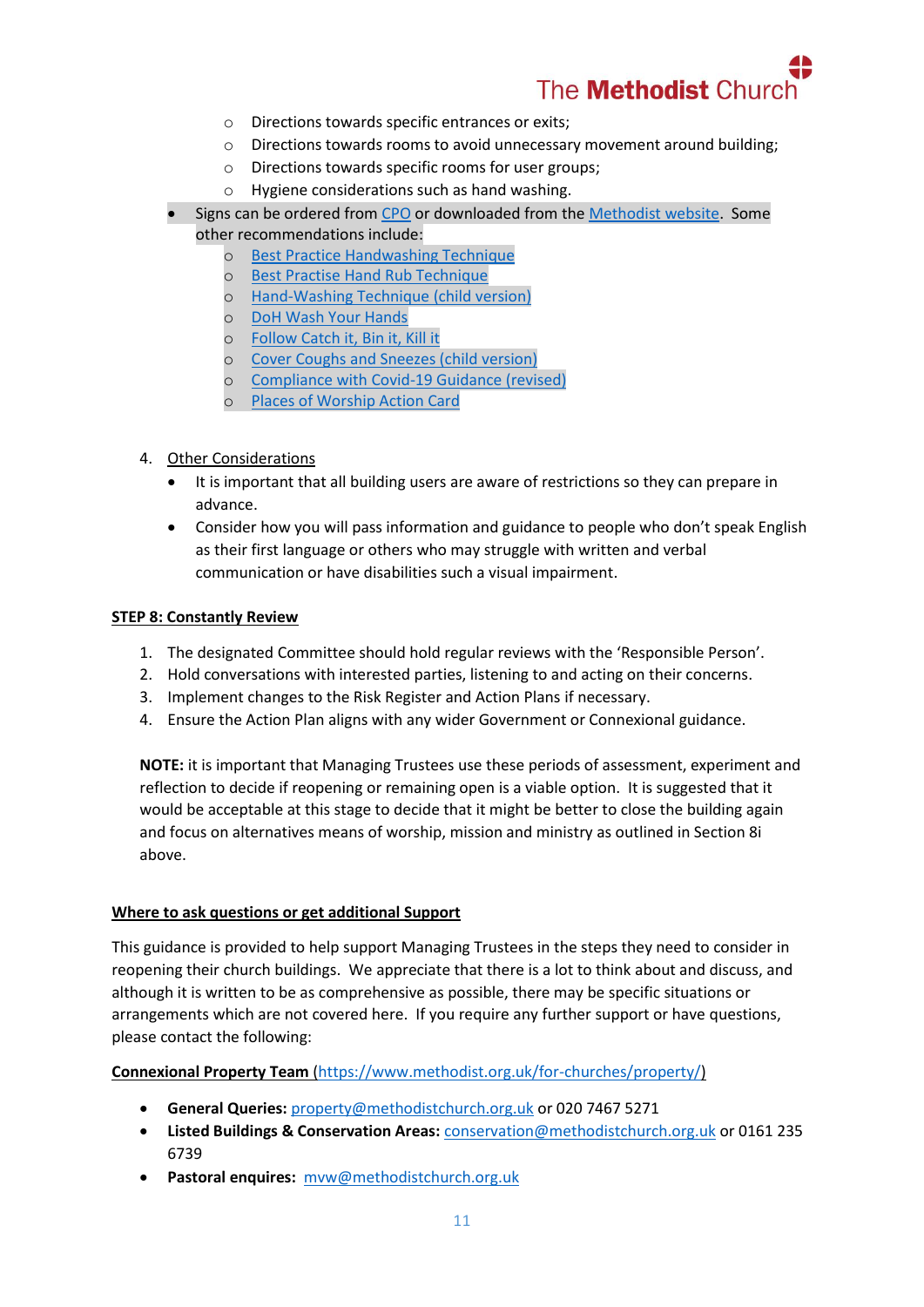- Directions towards specific entrances or exits;
- Directions towards rooms to avoid unnecessary movement around building;
- Directions towards specific rooms for user groups;
- Hygiene considerations such as hand washing.

- Signs can be ordered from CPO or downloaded from the Methodist website. Some other recommendations include:
  - Best Practice Handwashing Technique
  - Best Practise Hand Rub Technique
  - Hand-Washing Technique (child version)
  - DoH Wash Your Hands
  - Follow Catch it, Bin it, Kill it
  - Cover Coughs and Sneezes (child version)
  - Compliance with Covid-19 Guidance (revised)
  - Places of Worship Action Card

4. Other Considerations
   - It is important that all building users are aware of restrictions so they can prepare in advance.
   - Consider how you will pass information and guidance to people who don't speak English as their first language or others who may struggle with written and verbal communication or have disabilities such a visual impairment.

**STEP 8: Constantly Review**

1. The designated Committee should hold regular reviews with the 'Responsible Person'.
2. Hold conversations with interested parties, listening to and acting on their concerns.
3. Implement changes to the Risk Register and Action Plans if necessary.
4. Ensure the Action Plan aligns with any wider Government or Connexional guidance.

**NOTE:** it is important that Managing Trustees use these periods of assessment, experiment and reflection to decide if reopening or remaining open is a viable option. It is suggested that it would be acceptable at this stage to decide that it might be better to close the building again and focus on alternatives means of worship, mission and ministry as outlined in Section 8i above.

**Where to ask questions or get additional Support**

This guidance is provided to help support Managing Trustees in the steps they need to consider in reopening their church buildings. We appreciate that there is a lot to think about and discuss, and although it is written to be as comprehensive as possible, there may be specific situations or arrangements which are not covered here. If you require any further support or have questions, please contact the following:

**Connexional Property Team** (https://www.methodist.org.uk/for-churches/property/)

- **General Queries:** property@methodistchurch.org.uk or 020 7467 5271
- **Listed Buildings & Conservation Areas:** conservation@methodistchurch.org.uk or 0161 235 6739
- **Pastoral enquires:** mvw@methodistchurch.org.uk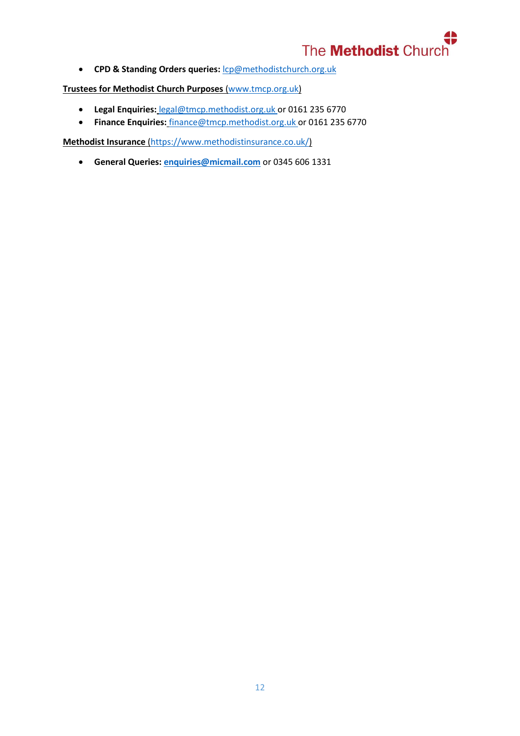- **CPD & Standing Orders queries:** lcp@methodistchurch.org.uk

**Trustees for Methodist Church Purposes** (www.tmcp.org.uk)

- **Legal Enquiries:** legal@tmcp.methodist.org.uk or 0161 235 6770
- **Finance Enquiries:** finance@tmcp.methodist.org.uk or 0161 235 6770

**Methodist Insurance** (https://www.methodistinsurance.co.uk/)

- **General Queries:** **enquiries@micmail.com** or 0345 606 1331